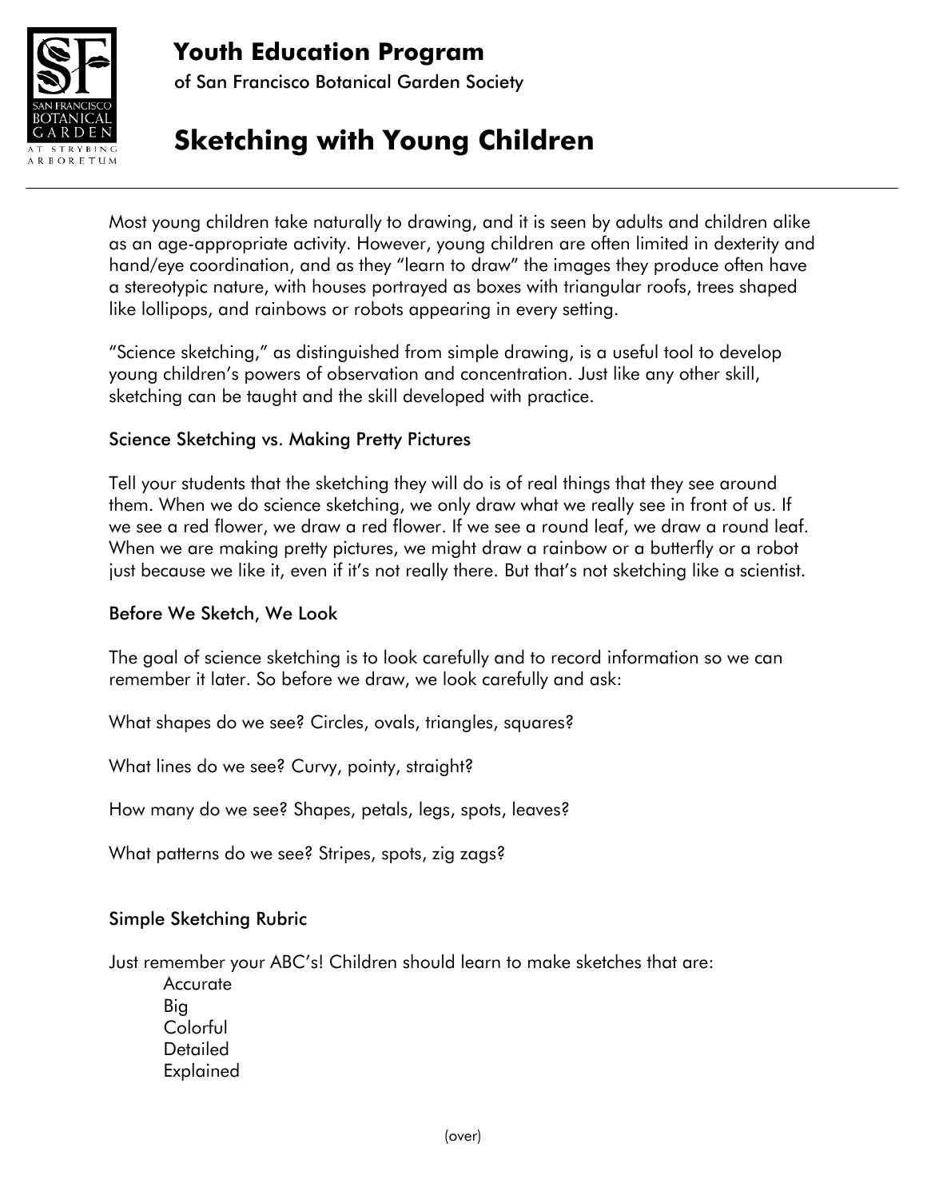# Youth Education Program

of San Francisco Botanical Garden Society

# Sketching with Young Children

Most young children take naturally to drawing, and it is seen by adults and children alike as an age-appropriate activity. However, young children are often limited in dexterity and hand/eye coordination, and as they "learn to draw" the images they produce often have a stereotypic nature, with houses portrayed as boxes with triangular roofs, trees shaped like lollipops, and rainbows or robots appearing in every setting.

"Science sketching," as distinguished from simple drawing, is a useful tool to develop young children's powers of observation and concentration. Just like any other skill, sketching can be taught and the skill developed with practice.

## Science Sketching vs. Making Pretty Pictures

Tell your students that the sketching they will do is of real things that they see around them. When we do science sketching, we only draw what we really see in front of us. If we see a red flower, we draw a red flower. If we see a round leaf, we draw a round leaf. When we are making pretty pictures, we might draw a rainbow or a butterfly or a robot just because we like it, even if it's not really there. But that's not sketching like a scientist.

## Before We Sketch, We Look

The goal of science sketching is to look carefully and to record information so we can remember it later. So before we draw, we look carefully and ask:

What shapes do we see? Circles, ovals, triangles, squares?

What lines do we see? Curvy, pointy, straight?

How many do we see? Shapes, petals, legs, spots, leaves?

What patterns do we see? Stripes, spots, zig zags?

## Simple Sketching Rubric

Just remember your ABC's! Children should learn to make sketches that are:

- Accurate
- Big
- Colorful
- Detailed
- Explained

(over)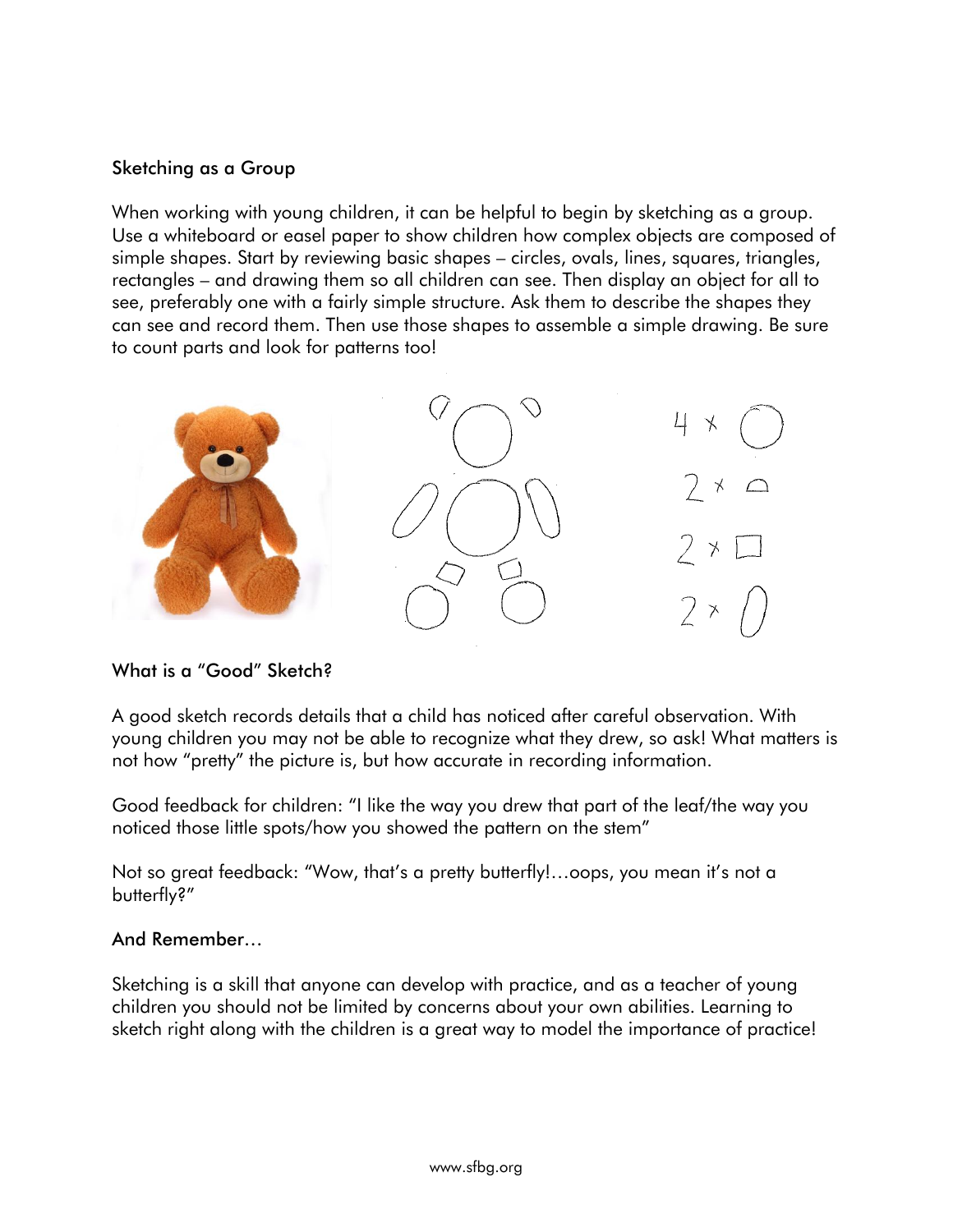## Sketching as a Group

When working with young children, it can be helpful to begin by sketching as a group. Use a whiteboard or easel paper to show children how complex objects are composed of simple shapes. Start by reviewing basic shapes – circles, ovals, lines, squares, triangles, rectangles – and drawing them so all children can see. Then display an object for all to see, preferably one with a fairly simple structure. Ask them to describe the shapes they can see and record them. Then use those shapes to assemble a simple drawing. Be sure to count parts and look for patterns too!

## What is a "Good" Sketch?

A good sketch records details that a child has noticed after careful observation. With young children you may not be able to recognize what they drew, so ask! What matters is not how "pretty" the picture is, but how accurate in recording information.

Good feedback for children: "I like the way you drew that part of the leaf/the way you noticed those little spots/how you showed the pattern on the stem"

Not so great feedback: "Wow, that's a pretty butterfly!…oops, you mean it's not a butterfly?"

## And Remember…

Sketching is a skill that anyone can develop with practice, and as a teacher of young children you should not be limited by concerns about your own abilities. Learning to sketch right along with the children is a great way to model the importance of practice!

www.sfbg.org